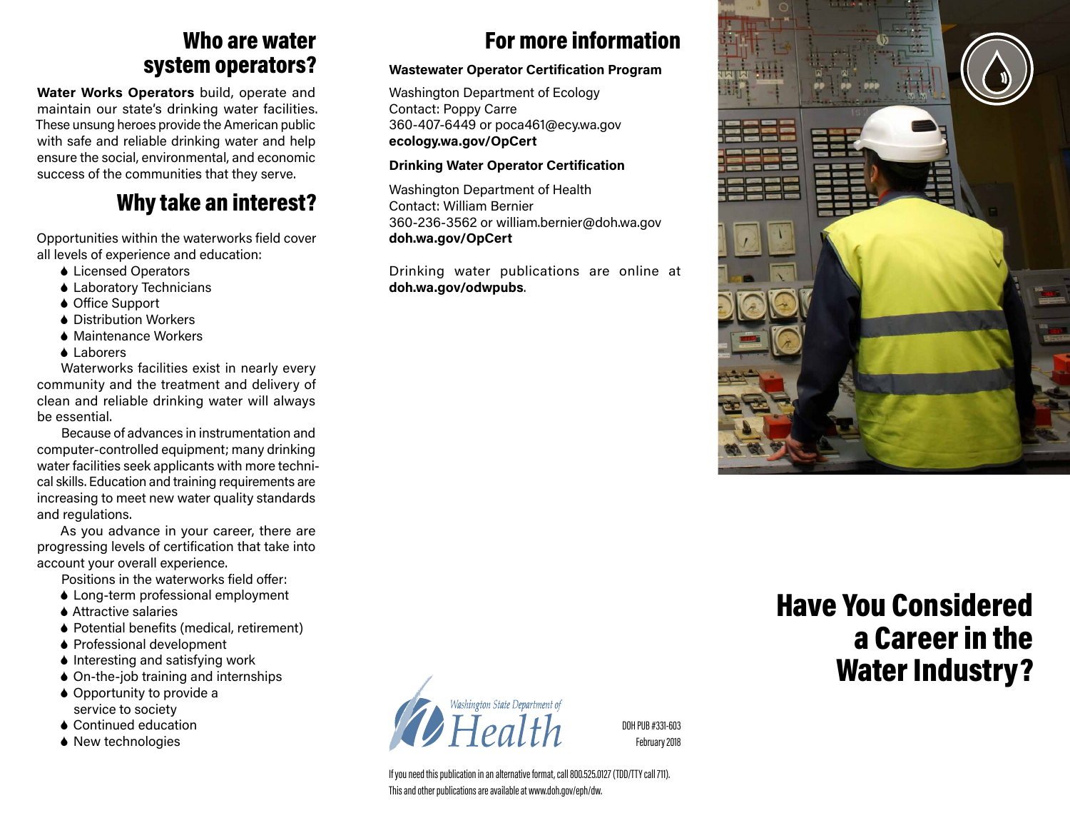## Who are water system operators?

**Water Works Operators** build, operate and maintain our state's drinking water facilities. These unsung heroes provide the American public with safe and reliable drinking water and help ensure the social, environmental, and economic success of the communities that they serve.

## Why take an interest?

Opportunities within the waterworks field cover all levels of experience and education:

- Licensed Operators
- Laboratory Technicians
- Office Support
- Distribution Workers
- Maintenance Workers
- Laborers

Waterworks facilities exist in nearly every community and the treatment and delivery of clean and reliable drinking water will always be essential.

Because of advances in instrumentation and computer-controlled equipment; many drinking water facilities seek applicants with more technical skills. Education and training requirements are increasing to meet new water quality standards and regulations.

As you advance in your career, there are progressing levels of certification that take into account your overall experience.

Positions in the waterworks field offer:

- Long-term professional employment
- Attractive salaries
- Potential benefits (medical, retirement)
- Professional development
- Interesting and satisfying work
- On-the-job training and internships
- Opportunity to provide a service to society
- Continued education
- New technologies

## For more information

**Wastewater Operator Certification Program**

Washington Department of Ecology
Contact: Poppy Carre
360-407-6449 or poca461@ecy.wa.gov
**ecology.wa.gov/OpCert**

**Drinking Water Operator Certification**

Washington Department of Health
Contact: William Bernier
360-236-3562 or william.bernier@doh.wa.gov
**doh.wa.gov/OpCert**

Drinking water publications are online at **doh.wa.gov/odwpubs**.

Washington State Department of Health

DOH PUB #331-603
February 2018

If you need this publication in an alternative format, call 800.525.0127 (TDD/TTY call 711).
This and other publications are available at www.doh.gov/eph/dw.

# Have You Considered a Career in the Water Industry?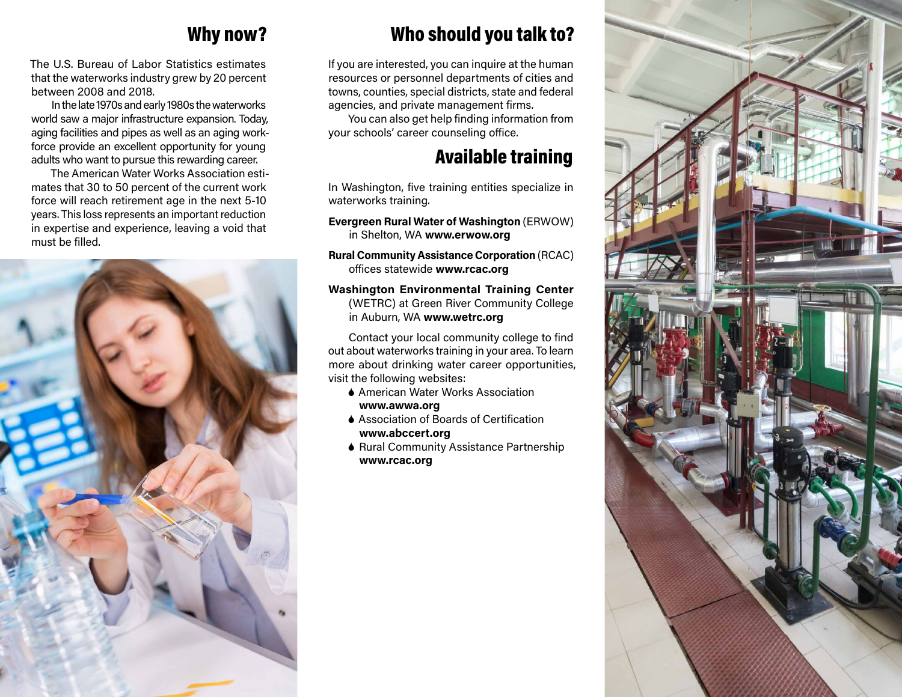## Why now?

The U.S. Bureau of Labor Statistics estimates that the waterworks industry grew by 20 percent between 2008 and 2018.

In the late 1970s and early 1980s the waterworks world saw a major infrastructure expansion. Today, aging facilities and pipes as well as an aging workforce provide an excellent opportunity for young adults who want to pursue this rewarding career.

The American Water Works Association estimates that 30 to 50 percent of the current work force will reach retirement age in the next 5-10 years. This loss represents an important reduction in expertise and experience, leaving a void that must be filled.

## Who should you talk to?

If you are interested, you can inquire at the human resources or personnel departments of cities and towns, counties, special districts, state and federal agencies, and private management firms.

You can also get help finding information from your schools' career counseling office.

## Available training

In Washington, five training entities specialize in waterworks training.

**Evergreen Rural Water of Washington** (ERWOW) in Shelton, WA **www.erwow.org**

**Rural Community Assistance Corporation** (RCAC) offices statewide **www.rcac.org**

**Washington Environmental Training Center** (WETRC) at Green River Community College in Auburn, WA **www.wetrc.org**

Contact your local community college to find out about waterworks training in your area. To learn more about drinking water career opportunities, visit the following websites:

- American Water Works Association **www.awwa.org**
- Association of Boards of Certification **www.abccert.org**
- Rural Community Assistance Partnership **www.rcac.org**